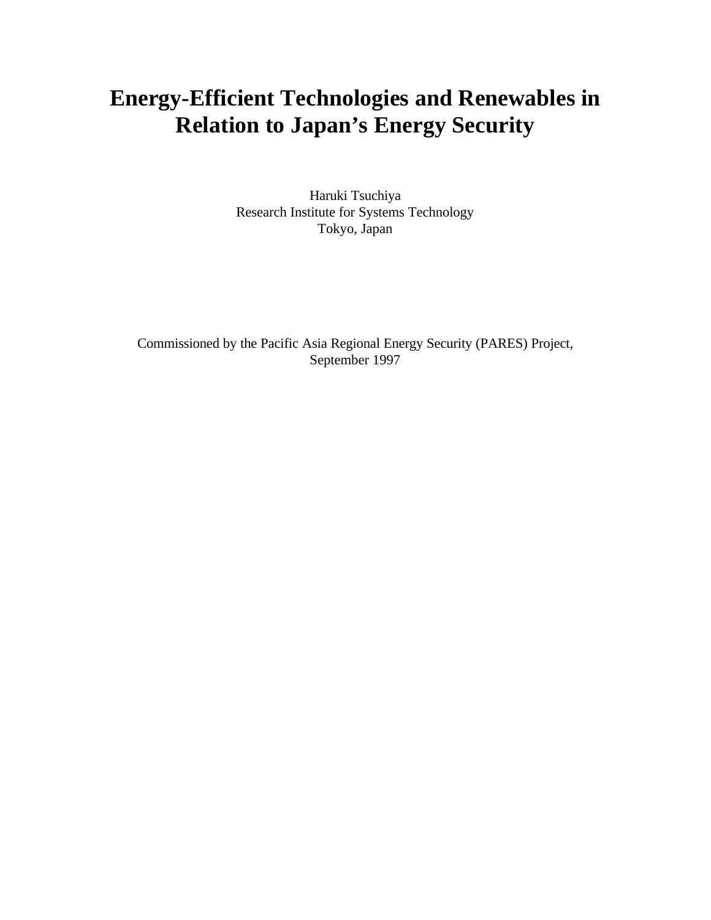# Energy-Efficient Technologies and Renewables in Relation to Japan's Energy Security

Haruki Tsuchiya
Research Institute for Systems Technology
Tokyo, Japan

Commissioned by the Pacific Asia Regional Energy Security (PARES) Project,
September 1997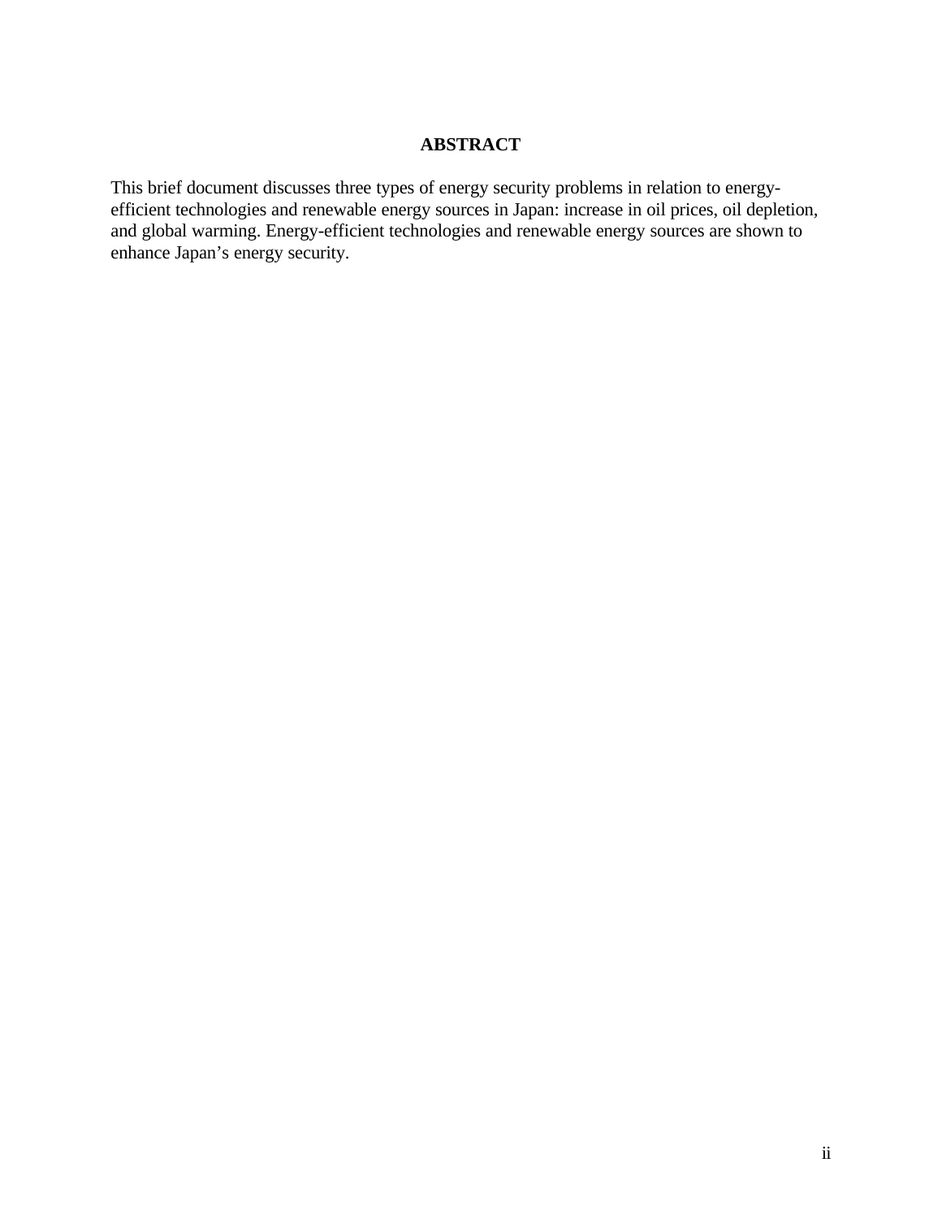## ABSTRACT

This brief document discusses three types of energy security problems in relation to energy-efficient technologies and renewable energy sources in Japan: increase in oil prices, oil depletion, and global warming. Energy-efficient technologies and renewable energy sources are shown to enhance Japan's energy security.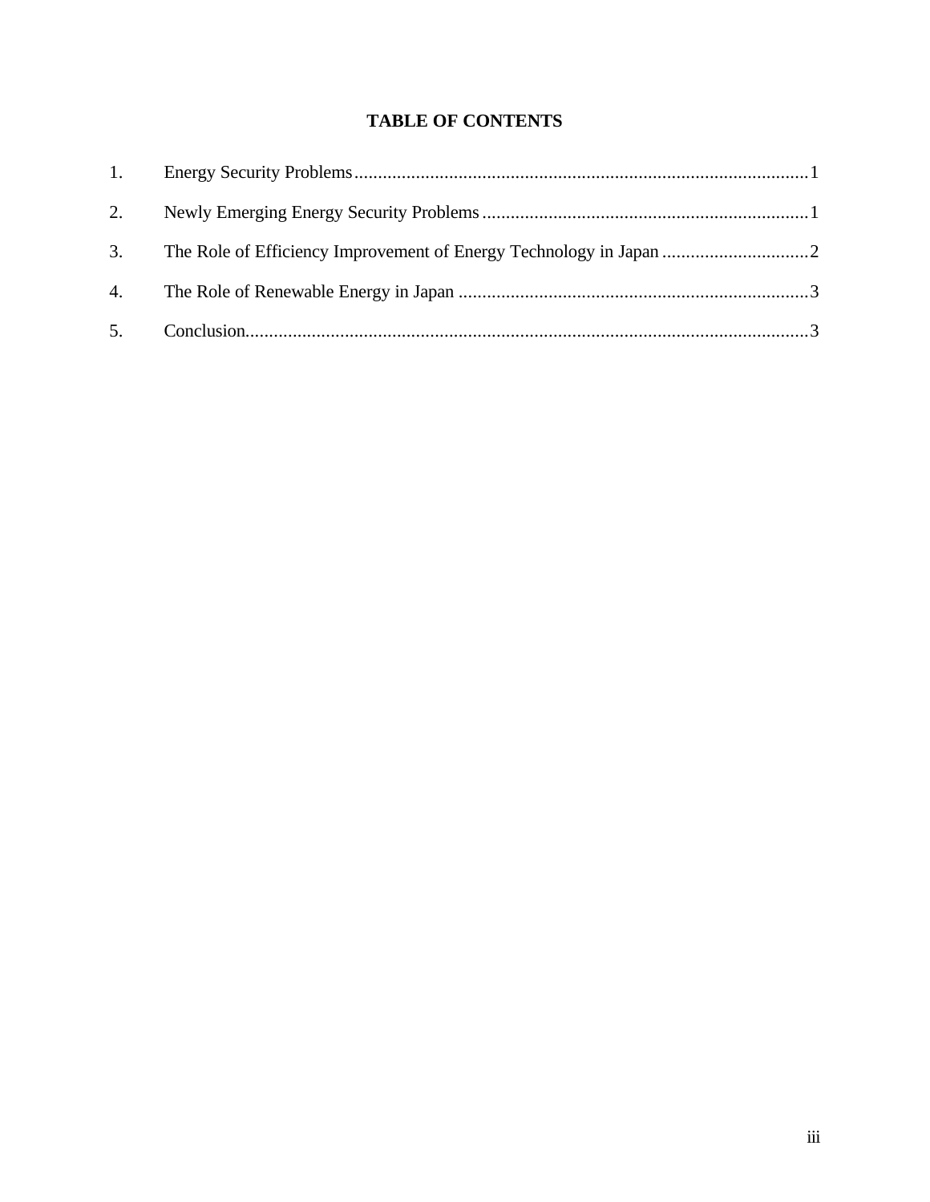# TABLE OF CONTENTS

1. Energy Security Problems ........ 1
2. Newly Emerging Energy Security Problems ........ 1
3. The Role of Efficiency Improvement of Energy Technology in Japan ........ 2
4. The Role of Renewable Energy in Japan ........ 3
5. Conclusion ........ 3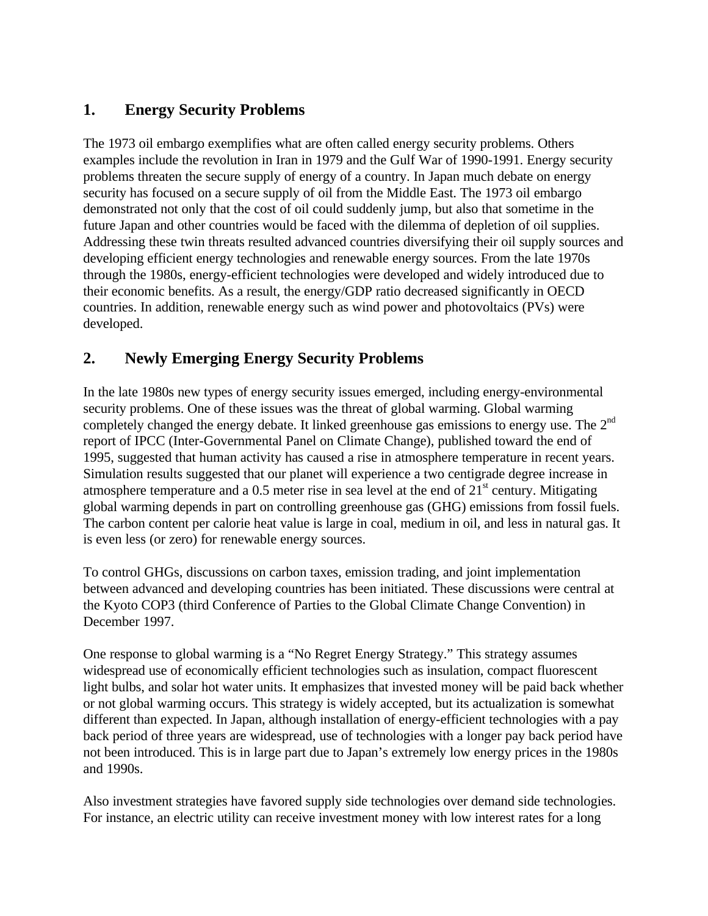## 1. Energy Security Problems

The 1973 oil embargo exemplifies what are often called energy security problems. Others examples include the revolution in Iran in 1979 and the Gulf War of 1990-1991. Energy security problems threaten the secure supply of energy of a country. In Japan much debate on energy security has focused on a secure supply of oil from the Middle East. The 1973 oil embargo demonstrated not only that the cost of oil could suddenly jump, but also that sometime in the future Japan and other countries would be faced with the dilemma of depletion of oil supplies. Addressing these twin threats resulted advanced countries diversifying their oil supply sources and developing efficient energy technologies and renewable energy sources. From the late 1970s through the 1980s, energy-efficient technologies were developed and widely introduced due to their economic benefits. As a result, the energy/GDP ratio decreased significantly in OECD countries. In addition, renewable energy such as wind power and photovoltaics (PVs) were developed.

## 2. Newly Emerging Energy Security Problems

In the late 1980s new types of energy security issues emerged, including energy-environmental security problems. One of these issues was the threat of global warming. Global warming completely changed the energy debate. It linked greenhouse gas emissions to energy use. The 2nd report of IPCC (Inter-Governmental Panel on Climate Change), published toward the end of 1995, suggested that human activity has caused a rise in atmosphere temperature in recent years. Simulation results suggested that our planet will experience a two centigrade degree increase in atmosphere temperature and a 0.5 meter rise in sea level at the end of 21st century. Mitigating global warming depends in part on controlling greenhouse gas (GHG) emissions from fossil fuels. The carbon content per calorie heat value is large in coal, medium in oil, and less in natural gas. It is even less (or zero) for renewable energy sources.

To control GHGs, discussions on carbon taxes, emission trading, and joint implementation between advanced and developing countries has been initiated. These discussions were central at the Kyoto COP3 (third Conference of Parties to the Global Climate Change Convention) in December 1997.

One response to global warming is a "No Regret Energy Strategy." This strategy assumes widespread use of economically efficient technologies such as insulation, compact fluorescent light bulbs, and solar hot water units. It emphasizes that invested money will be paid back whether or not global warming occurs. This strategy is widely accepted, but its actualization is somewhat different than expected. In Japan, although installation of energy-efficient technologies with a pay back period of three years are widespread, use of technologies with a longer pay back period have not been introduced. This is in large part due to Japan's extremely low energy prices in the 1980s and 1990s.

Also investment strategies have favored supply side technologies over demand side technologies. For instance, an electric utility can receive investment money with low interest rates for a long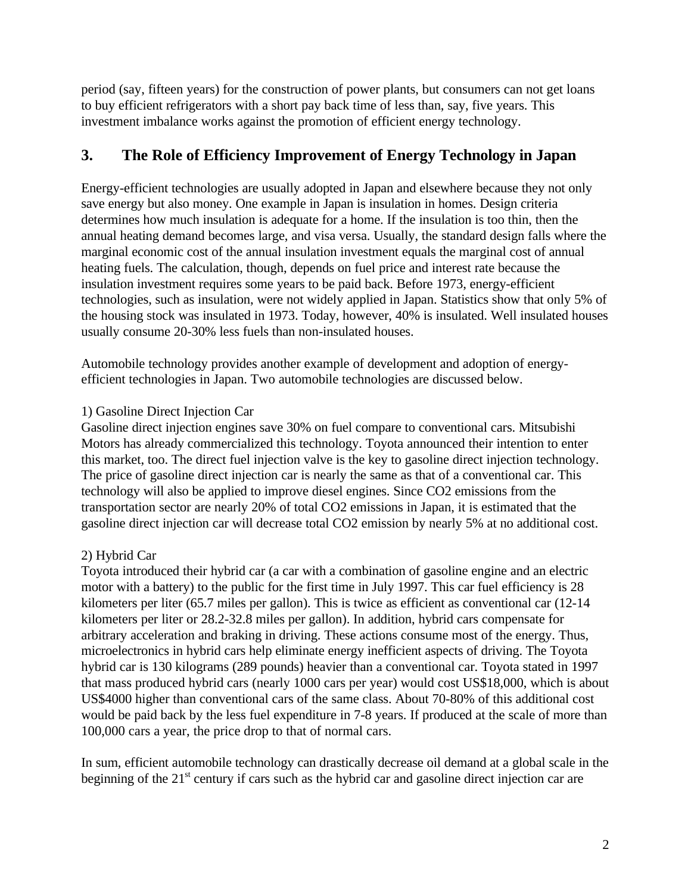period (say, fifteen years) for the construction of power plants, but consumers can not get loans to buy efficient refrigerators with a short pay back time of less than, say, five years. This investment imbalance works against the promotion of efficient energy technology.

## 3. The Role of Efficiency Improvement of Energy Technology in Japan

Energy-efficient technologies are usually adopted in Japan and elsewhere because they not only save energy but also money. One example in Japan is insulation in homes. Design criteria determines how much insulation is adequate for a home. If the insulation is too thin, then the annual heating demand becomes large, and visa versa. Usually, the standard design falls where the marginal economic cost of the annual insulation investment equals the marginal cost of annual heating fuels. The calculation, though, depends on fuel price and interest rate because the insulation investment requires some years to be paid back. Before 1973, energy-efficient technologies, such as insulation, were not widely applied in Japan. Statistics show that only 5% of the housing stock was insulated in 1973. Today, however, 40% is insulated. Well insulated houses usually consume 20-30% less fuels than non-insulated houses.

Automobile technology provides another example of development and adoption of energy-efficient technologies in Japan. Two automobile technologies are discussed below.

1) Gasoline Direct Injection Car
Gasoline direct injection engines save 30% on fuel compare to conventional cars. Mitsubishi Motors has already commercialized this technology. Toyota announced their intention to enter this market, too. The direct fuel injection valve is the key to gasoline direct injection technology. The price of gasoline direct injection car is nearly the same as that of a conventional car. This technology will also be applied to improve diesel engines. Since $CO_2$ emissions from the transportation sector are nearly 20% of total $CO_2$ emissions in Japan, it is estimated that the gasoline direct injection car will decrease total $CO_2$ emission by nearly 5% at no additional cost.

2) Hybrid Car
Toyota introduced their hybrid car (a car with a combination of gasoline engine and an electric motor with a battery) to the public for the first time in July 1997. This car fuel efficiency is 28 kilometers per liter (65.7 miles per gallon). This is twice as efficient as conventional car (12-14 kilometers per liter or 28.2-32.8 miles per gallon). In addition, hybrid cars compensate for arbitrary acceleration and braking in driving. These actions consume most of the energy. Thus, microelectronics in hybrid cars help eliminate energy inefficient aspects of driving. The Toyota hybrid car is 130 kilograms (289 pounds) heavier than a conventional car. Toyota stated in 1997 that mass produced hybrid cars (nearly 1000 cars per year) would cost US$18,000, which is about US$4000 higher than conventional cars of the same class. About 70-80% of this additional cost would be paid back by the less fuel expenditure in 7-8 years. If produced at the scale of more than 100,000 cars a year, the price drop to that of normal cars.

In sum, efficient automobile technology can drastically decrease oil demand at a global scale in the beginning of the 21st century if cars such as the hybrid car and gasoline direct injection car are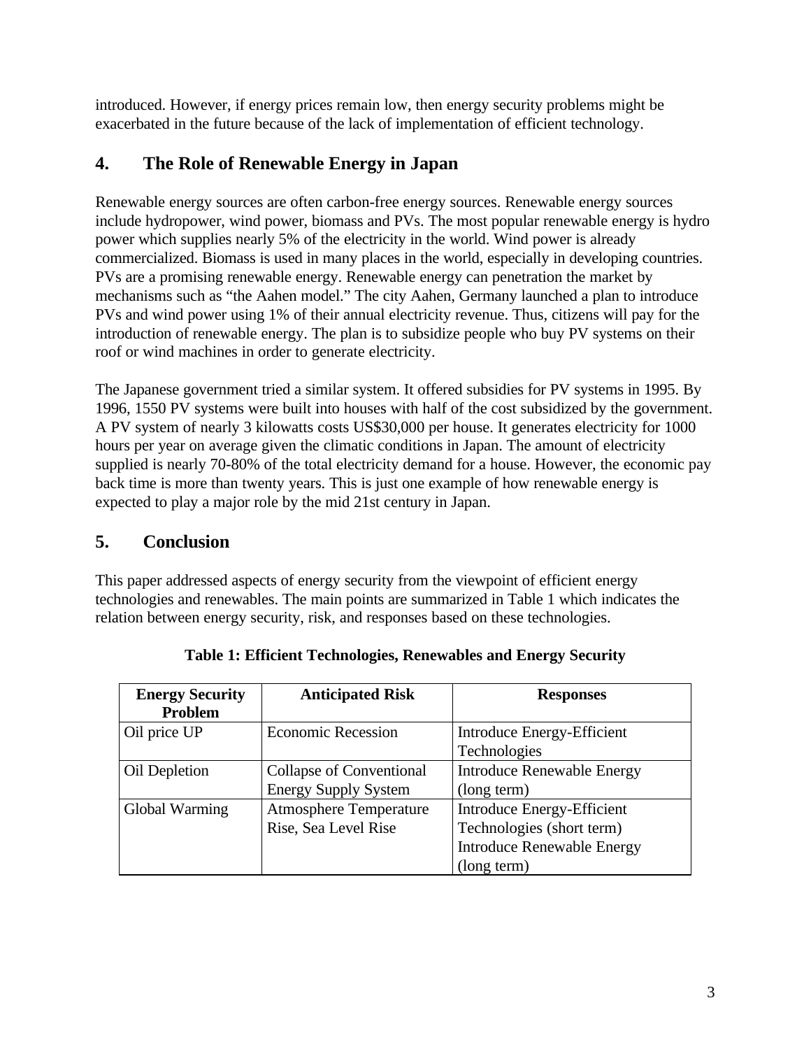introduced. However, if energy prices remain low, then energy security problems might be exacerbated in the future because of the lack of implementation of efficient technology.

## 4. The Role of Renewable Energy in Japan

Renewable energy sources are often carbon-free energy sources. Renewable energy sources include hydropower, wind power, biomass and PVs. The most popular renewable energy is hydro power which supplies nearly 5% of the electricity in the world. Wind power is already commercialized. Biomass is used in many places in the world, especially in developing countries. PVs are a promising renewable energy. Renewable energy can penetration the market by mechanisms such as "the Aahen model." The city Aahen, Germany launched a plan to introduce PVs and wind power using 1% of their annual electricity revenue. Thus, citizens will pay for the introduction of renewable energy. The plan is to subsidize people who buy PV systems on their roof or wind machines in order to generate electricity.

The Japanese government tried a similar system. It offered subsidies for PV systems in 1995. By 1996, 1550 PV systems were built into houses with half of the cost subsidized by the government. A PV system of nearly 3 kilowatts costs US$30,000 per house. It generates electricity for 1000 hours per year on average given the climatic conditions in Japan. The amount of electricity supplied is nearly 70-80% of the total electricity demand for a house. However, the economic pay back time is more than twenty years. This is just one example of how renewable energy is expected to play a major role by the mid 21st century in Japan.

## 5. Conclusion

This paper addressed aspects of energy security from the viewpoint of efficient energy technologies and renewables. The main points are summarized in Table 1 which indicates the relation between energy security, risk, and responses based on these technologies.

**Table 1: Efficient Technologies, Renewables and Energy Security**

| Energy Security Problem | Anticipated Risk | Responses |
|---|---|---|
| Oil price UP | Economic Recession | Introduce Energy-Efficient Technologies |
| Oil Depletion | Collapse of Conventional Energy Supply System | Introduce Renewable Energy (long term) |
| Global Warming | Atmosphere Temperature Rise, Sea Level Rise | Introduce Energy-Efficient Technologies (short term) Introduce Renewable Energy (long term) |